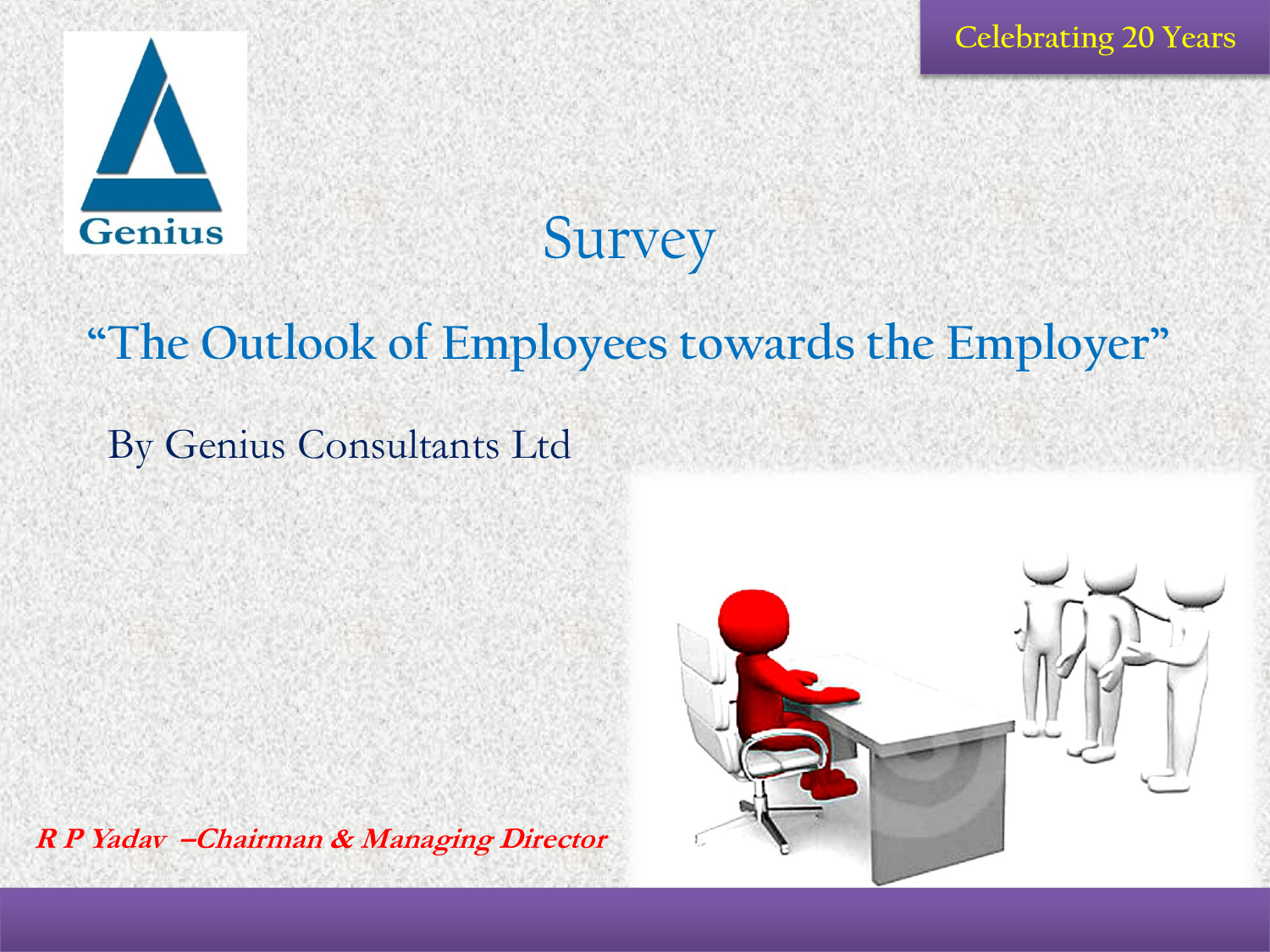Celebrating 20 Years

Genius

# Survey

## "The Outlook of Employees towards the Employer"

By Genius Consultants Ltd

***R P Yadav –Chairman & Managing Director***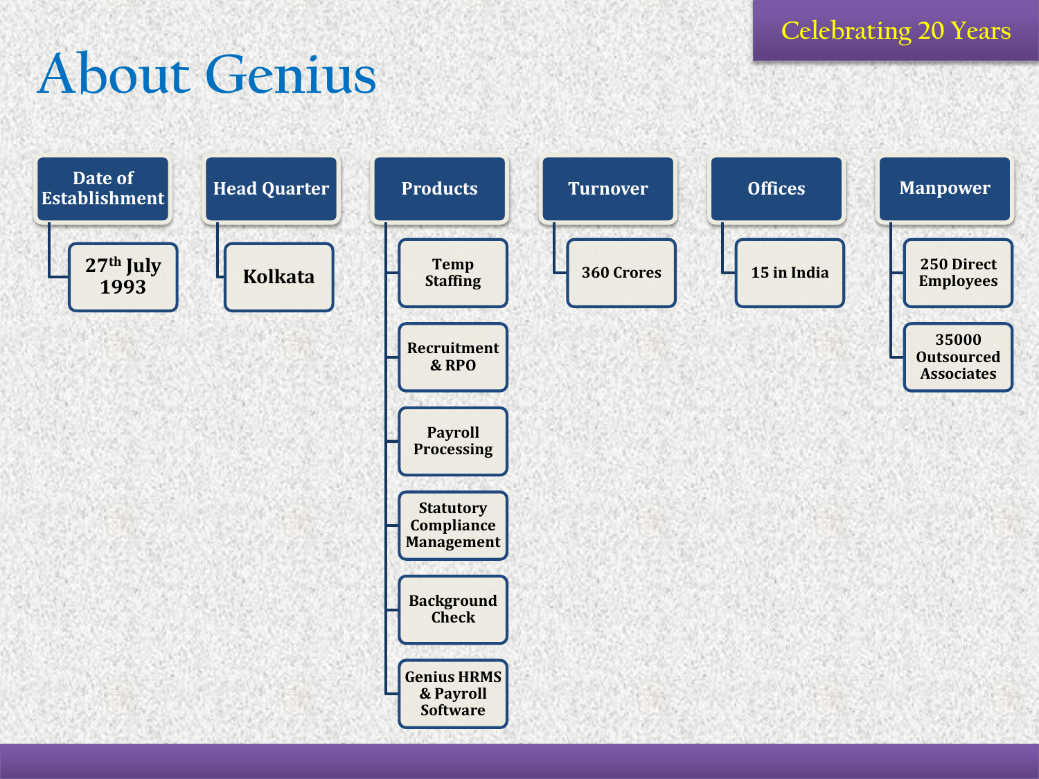Celebrating 20 Years

# About Genius

### Date of Establishment
- 27th July 1993

### Head Quarter
- Kolkata

### Products
- Temp Staffing
- Recruitment & RPO
- Payroll Processing
- Statutory Compliance Management
- Background Check
- Genius HRMS & Payroll Software

### Turnover
- 360 Crores

### Offices
- 15 in India

### Manpower
- 250 Direct Employees
- 35000 Outsourced Associates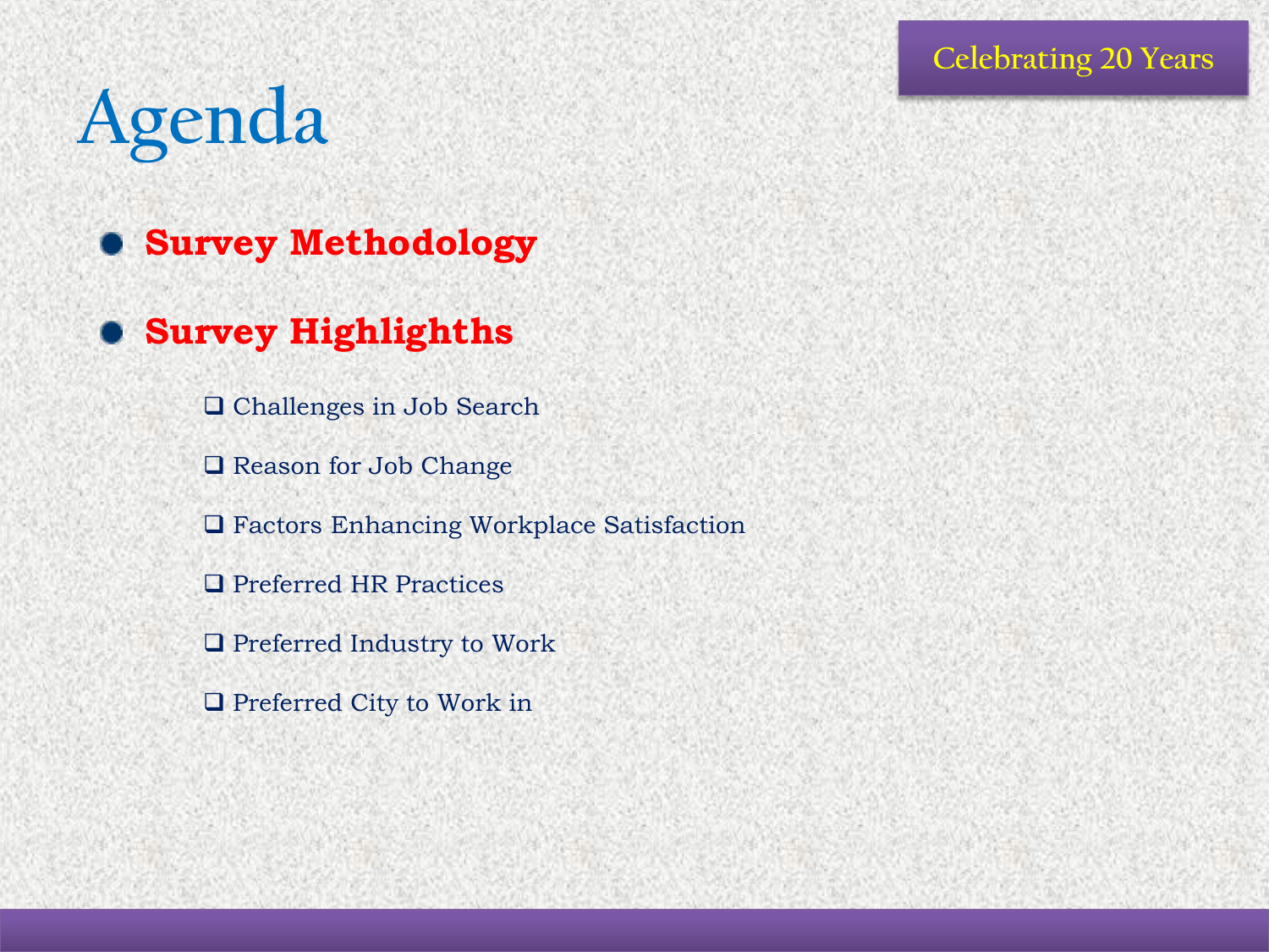# Agenda

- **Survey Methodology**
- **Survey Highlighths**
  - Challenges in Job Search
  - Reason for Job Change
  - Factors Enhancing Workplace Satisfaction
  - Preferred HR Practices
  - Preferred Industry to Work
  - Preferred City to Work in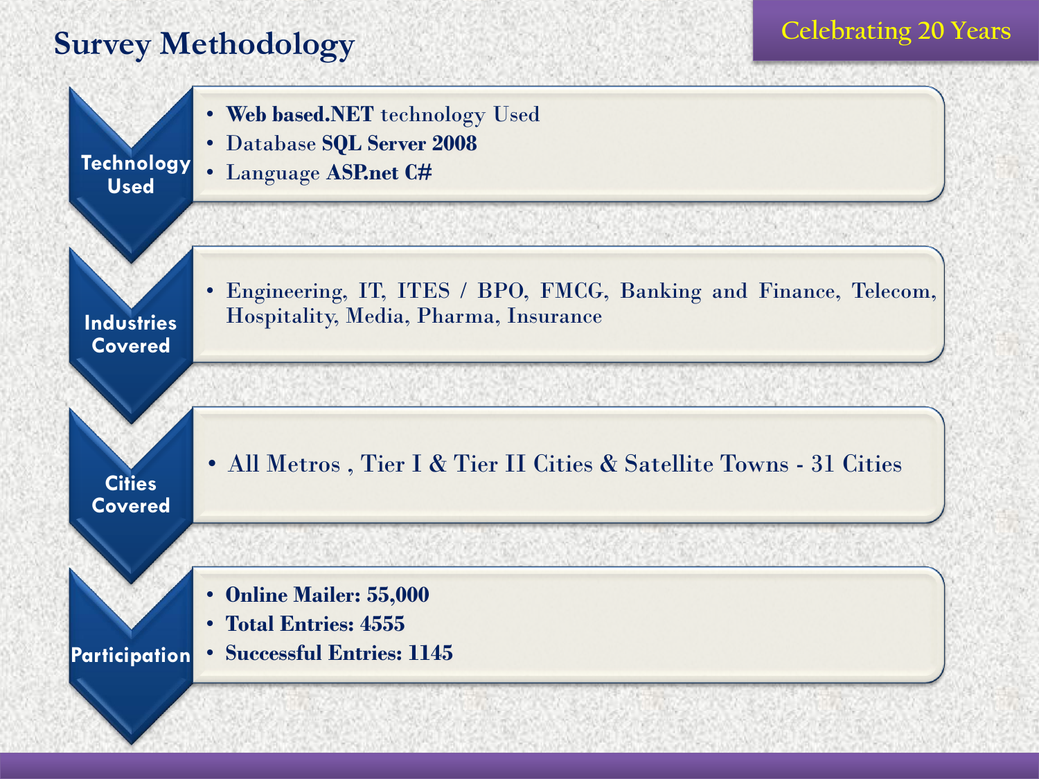# Survey Methodology

Celebrating 20 Years

### Technology Used

- **Web based.NET** technology Used
- Database **SQL Server 2008**
- Language **ASP.net C#**

### Industries Covered

- Engineering, IT, ITES / BPO, FMCG, Banking and Finance, Telecom, Hospitality, Media, Pharma, Insurance

### Cities Covered

- All Metros , Tier I & Tier II Cities & Satellite Towns - 31 Cities

### Participation

- **Online Mailer: 55,000**
- **Total Entries: 4555**
- **Successful Entries: 1145**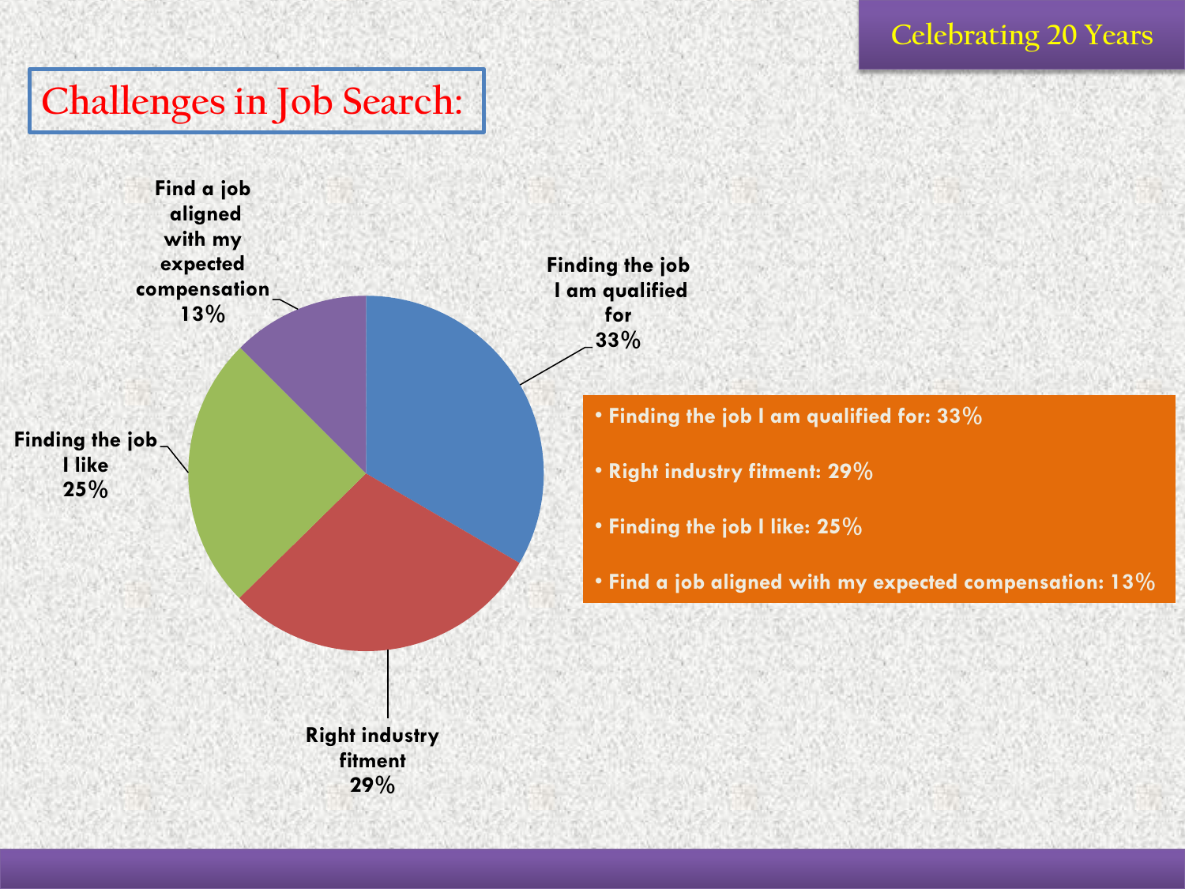# Challenges in Job Search:

Find a job aligned with my expected compensation 13%

Finding the job I am qualified for 33%

Finding the job I like 25%

Right industry fitment 29%

- Finding the job I am qualified for: 33%
- Right industry fitment: 29%
- Finding the job I like: 25%
- Find a job aligned with my expected compensation: 13%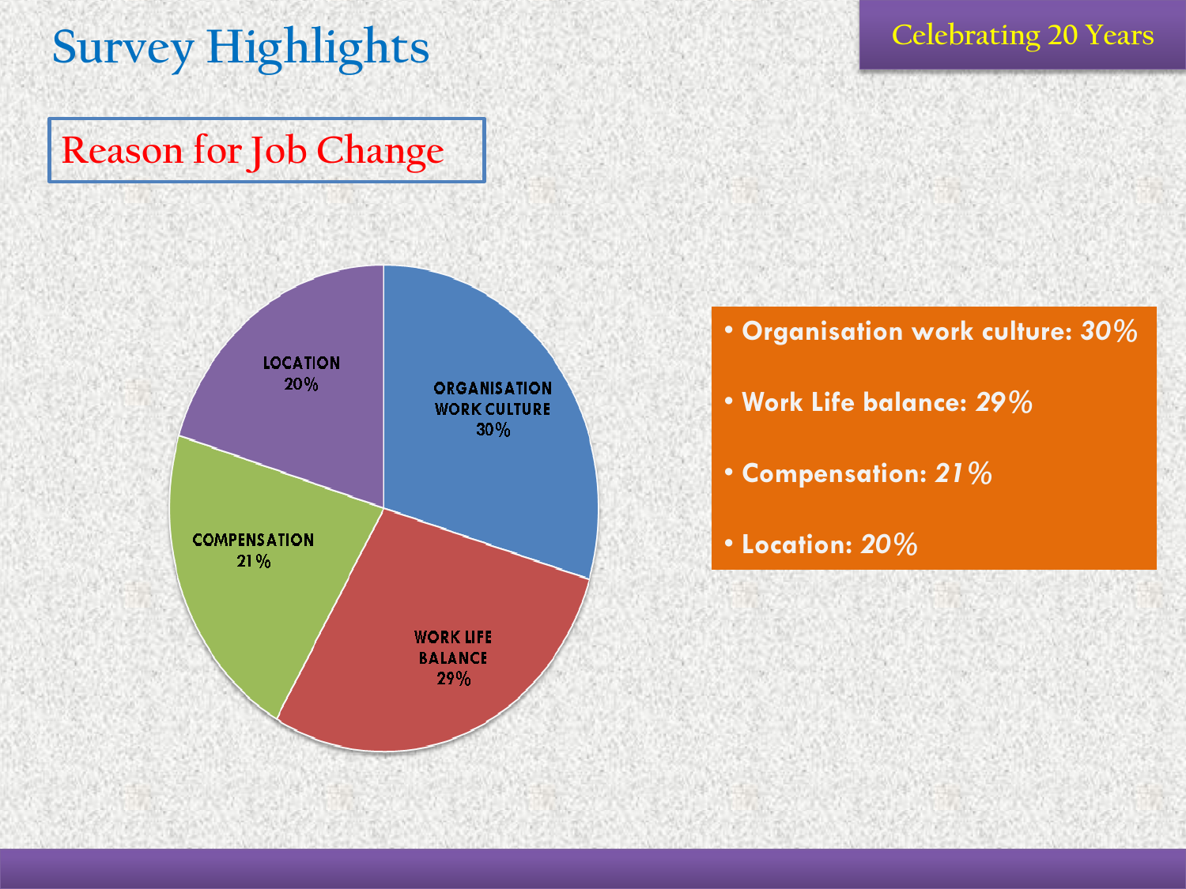# Survey Highlights

Celebrating 20 Years

## Reason for Job Change

ORGANISATION WORK CULTURE 30%
WORK LIFE BALANCE 29%
COMPENSATION 21%
LOCATION 20%

- **Organisation work culture: *30%***
- **Work Life balance: *29%***
- **Compensation: *21%***
- **Location: *20%***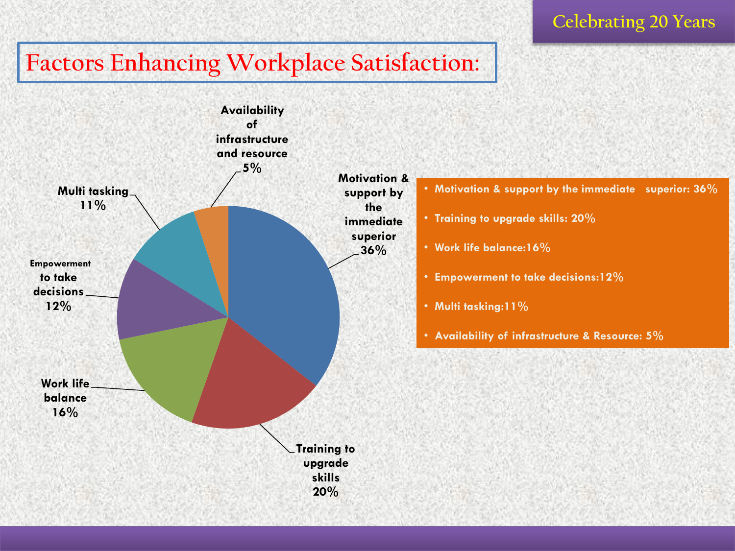# Factors Enhancing Workplace Satisfaction:

- Motivation & support by the immediate superior: 36%
- Training to upgrade skills: 20%
- Work life balance:16%
- Empowerment to take decisions:12%
- Multi tasking:11%
- Availability of infrastructure & Resource: 5%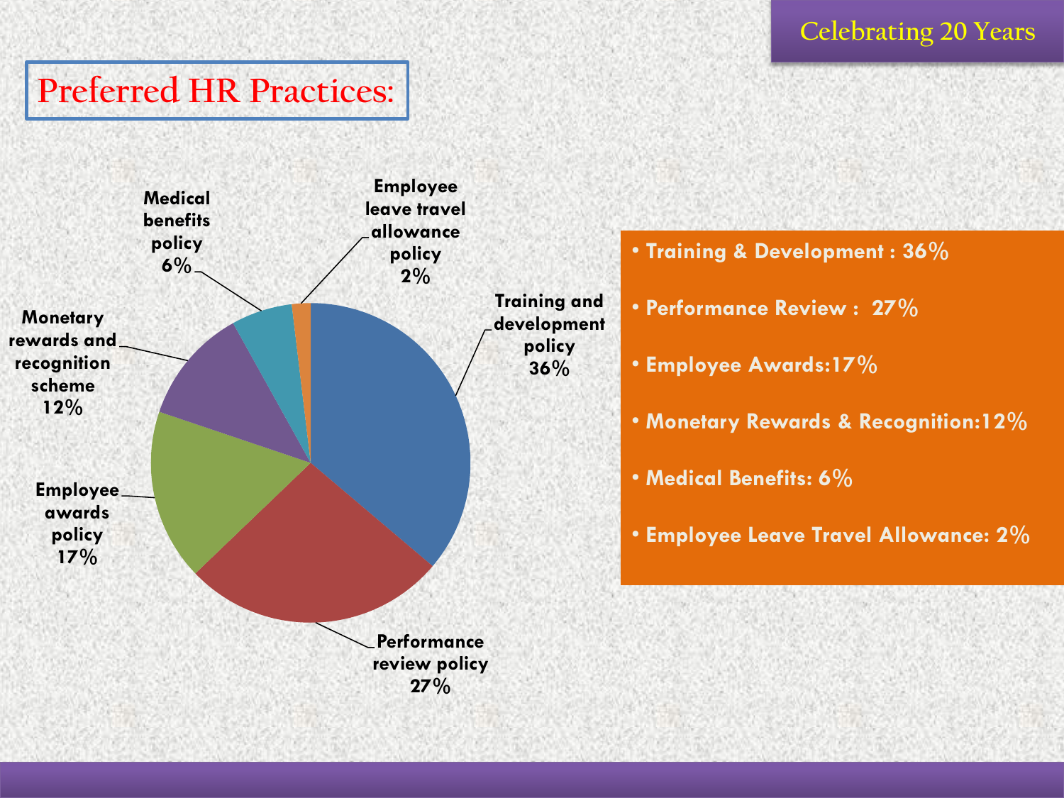# Preferred HR Practices:

| Category | Percentage |
| --- | --- |
| Training and development policy | 36% |
| Performance review policy | 27% |
| Employee awards policy | 17% |
| Monetary rewards and recognition scheme | 12% |
| Medical benefits policy | 6% |
| Employee leave travel allowance policy | 2% |

- Training & Development : 36%
- Performance Review : 27%
- Employee Awards:17%
- Monetary Rewards & Recognition:12%
- Medical Benefits: 6%
- Employee Leave Travel Allowance: 2%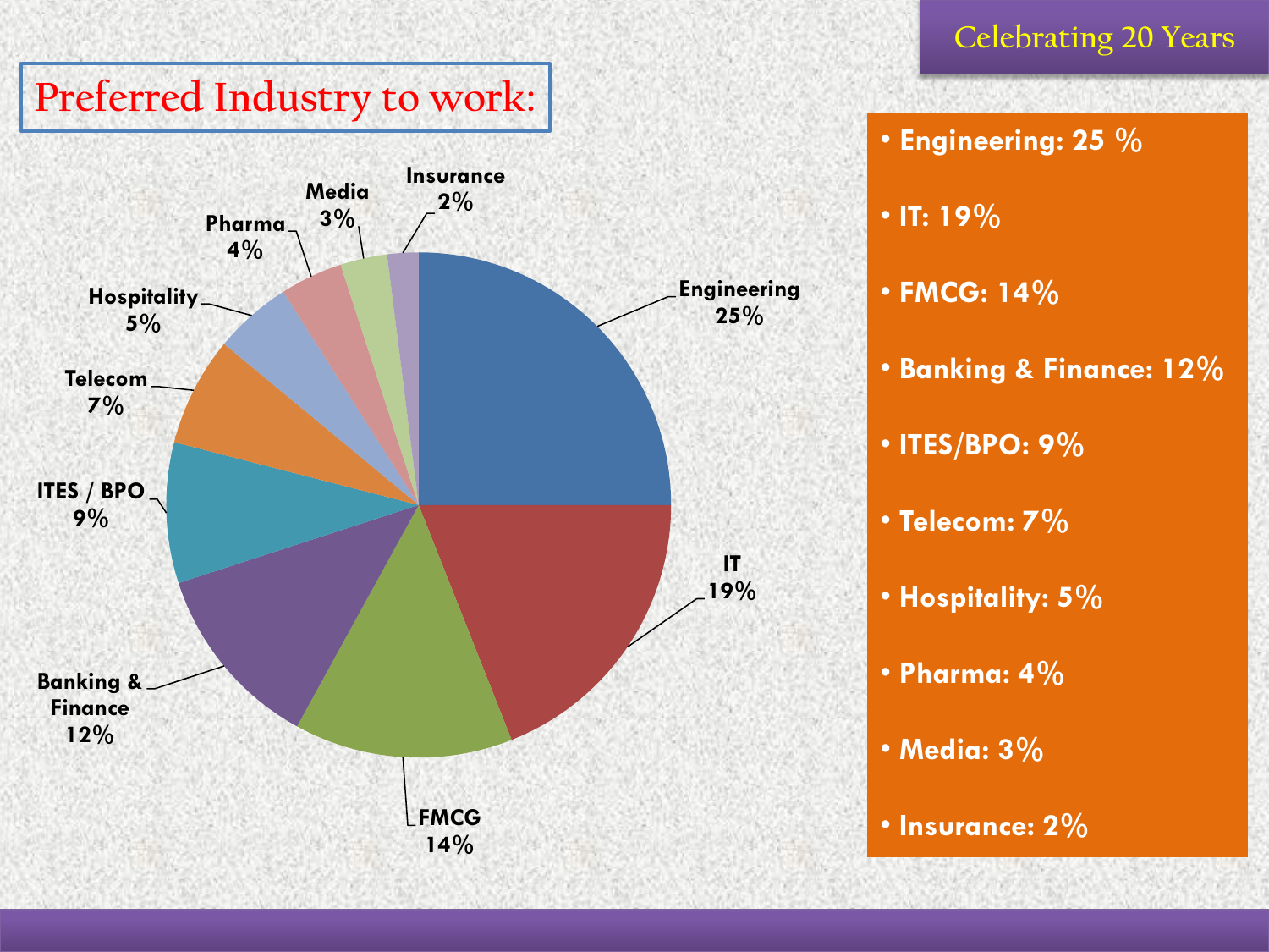Celebrating 20 Years

# Preferred Industry to work:

- Engineering: 25 %
- IT: 19%
- FMCG: 14%
- Banking & Finance: 12%
- ITES/BPO: 9%
- Telecom: 7%
- Hospitality: 5%
- Pharma: 4%
- Media: 3%
- Insurance: 2%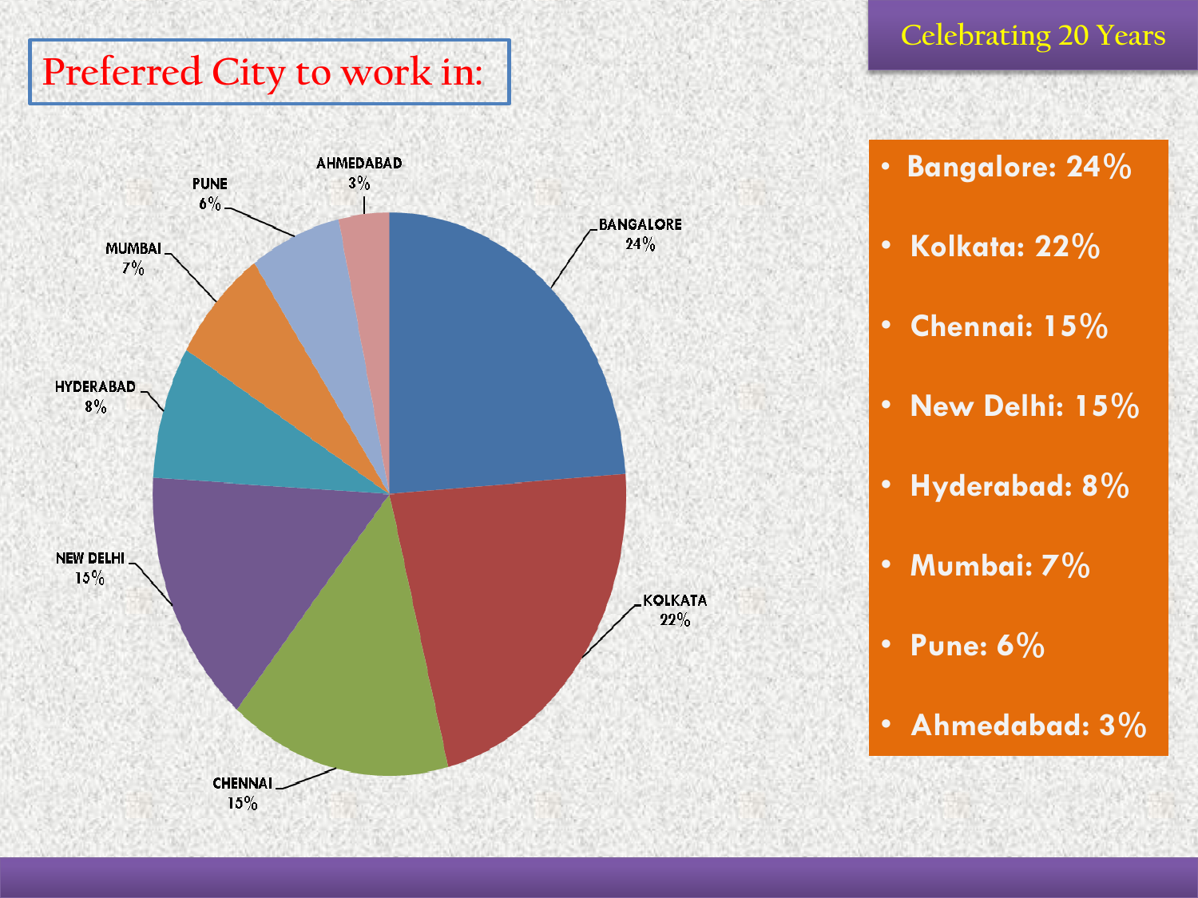Celebrating 20 Years

# Preferred City to work in:

AHMEDABAD
3%

PUNE
6%

MUMBAI
7%

HYDERABAD
8%

NEW DELHI
15%

CHENNAI
15%

KOLKATA
22%

BANGALORE
24%

- **Bangalore: 24%**
- **Kolkata: 22%**
- **Chennai: 15%**
- **New Delhi: 15%**
- **Hyderabad: 8%**
- **Mumbai: 7%**
- **Pune: 6%**
- **Ahmedabad: 3%**